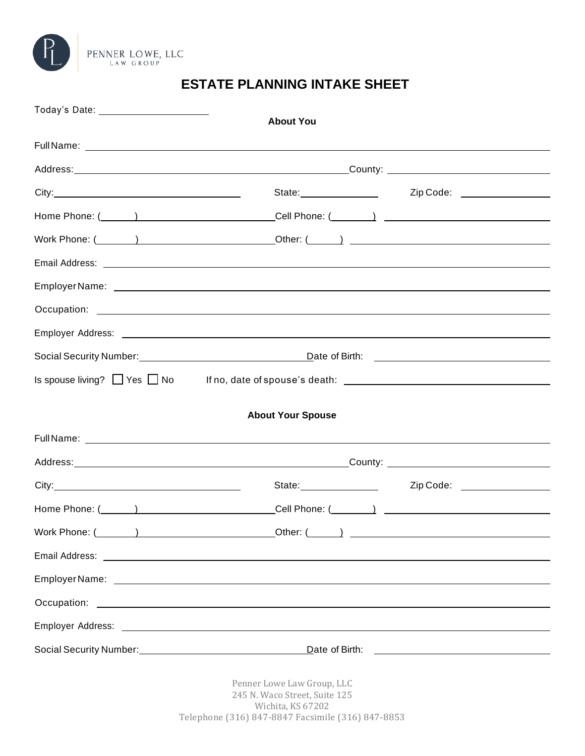PENNER LOWE, LLC
LAW GROUP

# ESTATE PLANNING INTAKE SHEET

Today's Date: ____________________

## About You

Full Name: ______________________________________________

Address: ______________________________ County: ____________________

City: ____________________ State: ____________ Zip Code: ____________

Home Phone: (______) ____________________ Cell Phone: (______) ____________________

Work Phone: (______) ____________________ Other: (______) ____________________

Email Address: ______________________________________________

Employer Name: ______________________________________________

Occupation: ______________________________________________

Employer Address: ______________________________________________

Social Security Number: ____________________ Date of Birth: ____________________

Is spouse living? ☐ Yes ☐ No    If no, date of spouse's death: ____________________

## About Your Spouse

Full Name: ______________________________________________

Address: ______________________________ County: ____________________

City: ____________________ State: ____________ Zip Code: ____________

Home Phone: (______) ____________________ Cell Phone: (______) ____________________

Work Phone: (______) ____________________ Other: (______) ____________________

Email Address: ______________________________________________

Employer Name: ______________________________________________

Occupation: ______________________________________________

Employer Address: ______________________________________________

Social Security Number: ____________________ Date of Birth: ____________________

Penner Lowe Law Group, LLC
245 N. Waco Street, Suite 125
Wichita, KS 67202
Telephone (316) 847-8847 Facsimile (316) 847-8853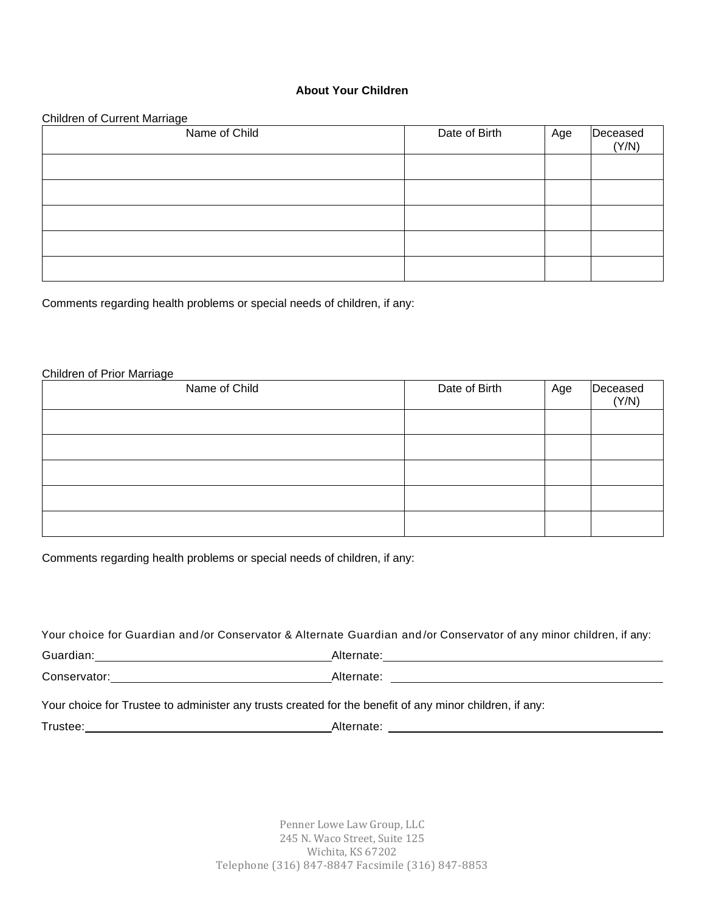## About Your Children

Children of Current Marriage

| Name of Child | Date of Birth | Age | Deceased (Y/N) |
|---|---|---|---|
| | | | |
| | | | |
| | | | |
| | | | |
| | | | |

Comments regarding health problems or special needs of children, if any:

Children of Prior Marriage

| Name of Child | Date of Birth | Age | Deceased (Y/N) |
|---|---|---|---|
| | | | |
| | | | |
| | | | |
| | | | |
| | | | |

Comments regarding health problems or special needs of children, if any:

Your choice for Guardian and/or Conservator & Alternate Guardian and/or Conservator of any minor children, if any:

Guardian:\_\_\_\_\_\_\_\_\_\_\_\_\_\_\_\_\_\_\_\_\_\_\_\_\_\_\_\_\_\_ Alternate:\_\_\_\_\_\_\_\_\_\_\_\_\_\_\_\_\_\_\_\_\_\_\_\_\_\_\_\_\_\_

Conservator:\_\_\_\_\_\_\_\_\_\_\_\_\_\_\_\_\_\_\_\_\_\_\_\_\_\_\_\_\_\_ Alternate:\_\_\_\_\_\_\_\_\_\_\_\_\_\_\_\_\_\_\_\_\_\_\_\_\_\_\_\_\_\_

Your choice for Trustee to administer any trusts created for the benefit of any minor children, if any:

Trustee:\_\_\_\_\_\_\_\_\_\_\_\_\_\_\_\_\_\_\_\_\_\_\_\_\_\_\_\_\_\_ Alternate:\_\_\_\_\_\_\_\_\_\_\_\_\_\_\_\_\_\_\_\_\_\_\_\_\_\_\_\_\_\_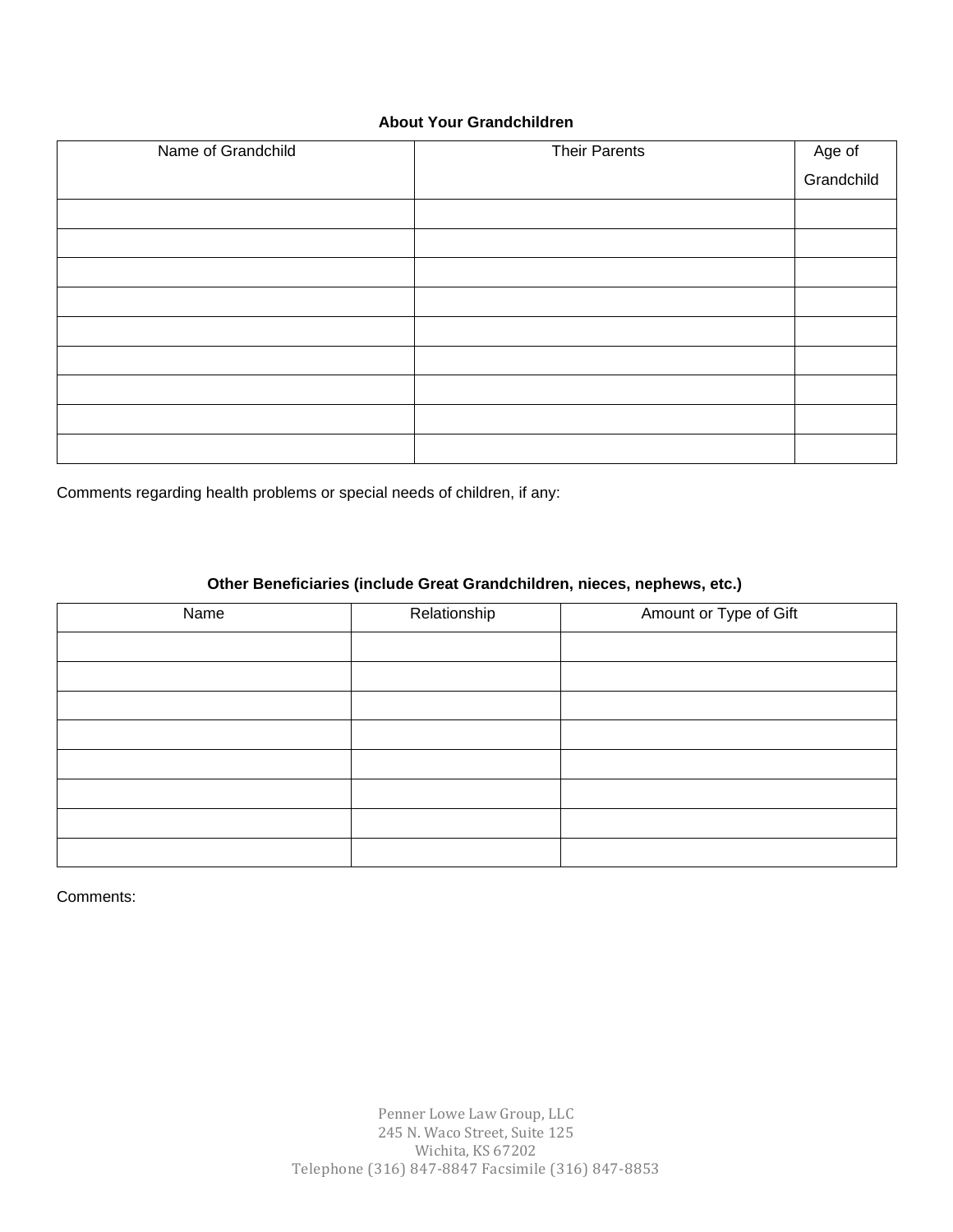**About Your Grandchildren**

| Name of Grandchild | Their Parents | Age of Grandchild |
|---|---|---|
| | | |
| | | |
| | | |
| | | |
| | | |
| | | |
| | | |
| | | |
| | | |

Comments regarding health problems or special needs of children, if any:

**Other Beneficiaries (include Great Grandchildren, nieces, nephews, etc.)**

| Name | Relationship | Amount or Type of Gift |
|---|---|---|
| | | |
| | | |
| | | |
| | | |
| | | |
| | | |
| | | |
| | | |

Comments: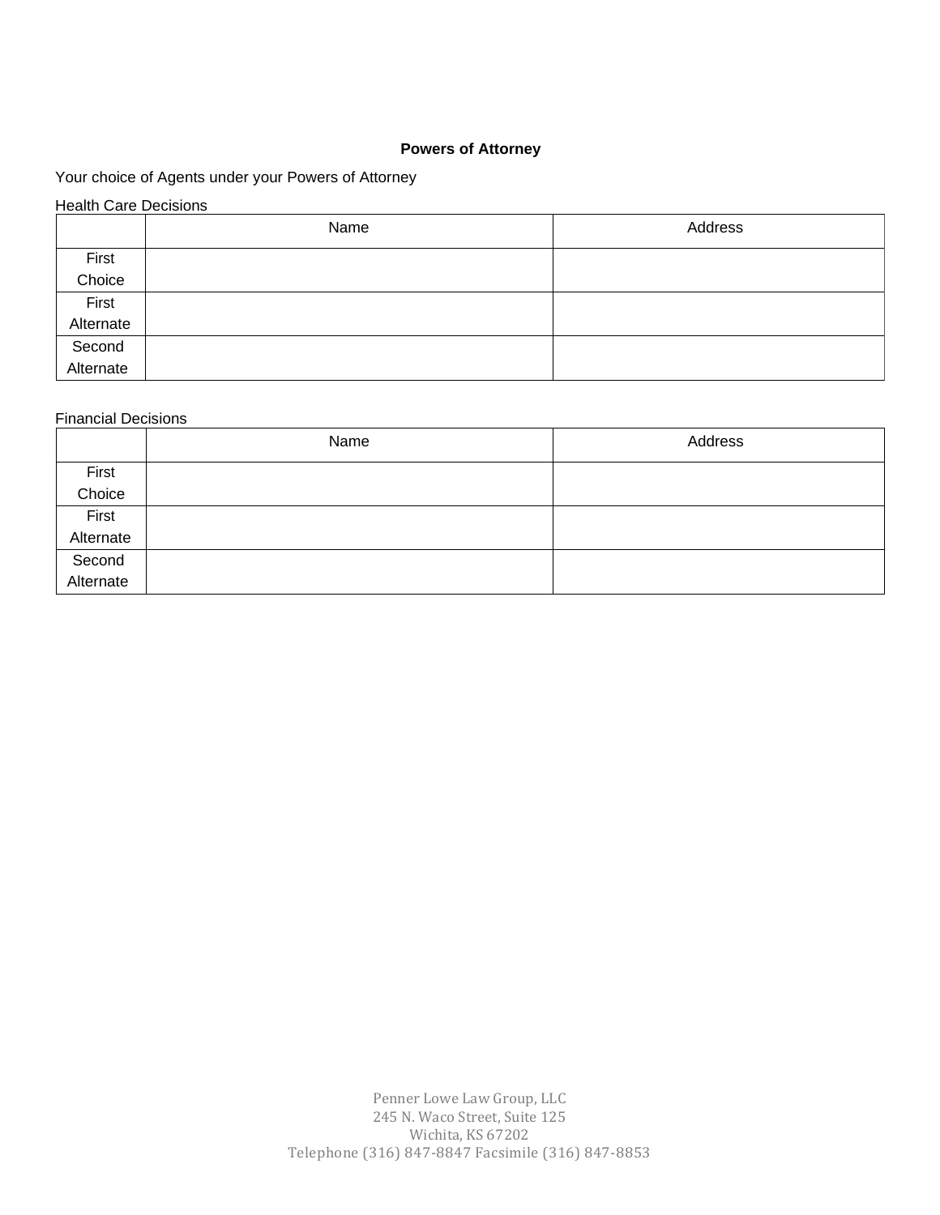**Powers of Attorney**

Your choice of Agents under your Powers of Attorney

Health Care Decisions

| | Name | Address |
|---|---|---|
| First Choice | | |
| First Alternate | | |
| Second Alternate | | |

Financial Decisions

| | Name | Address |
|---|---|---|
| First Choice | | |
| First Alternate | | |
| Second Alternate | | |

Penner Lowe Law Group, LLC
245 N. Waco Street, Suite 125
Wichita, KS 67202
Telephone (316) 847-8847 Facsimile (316) 847-8853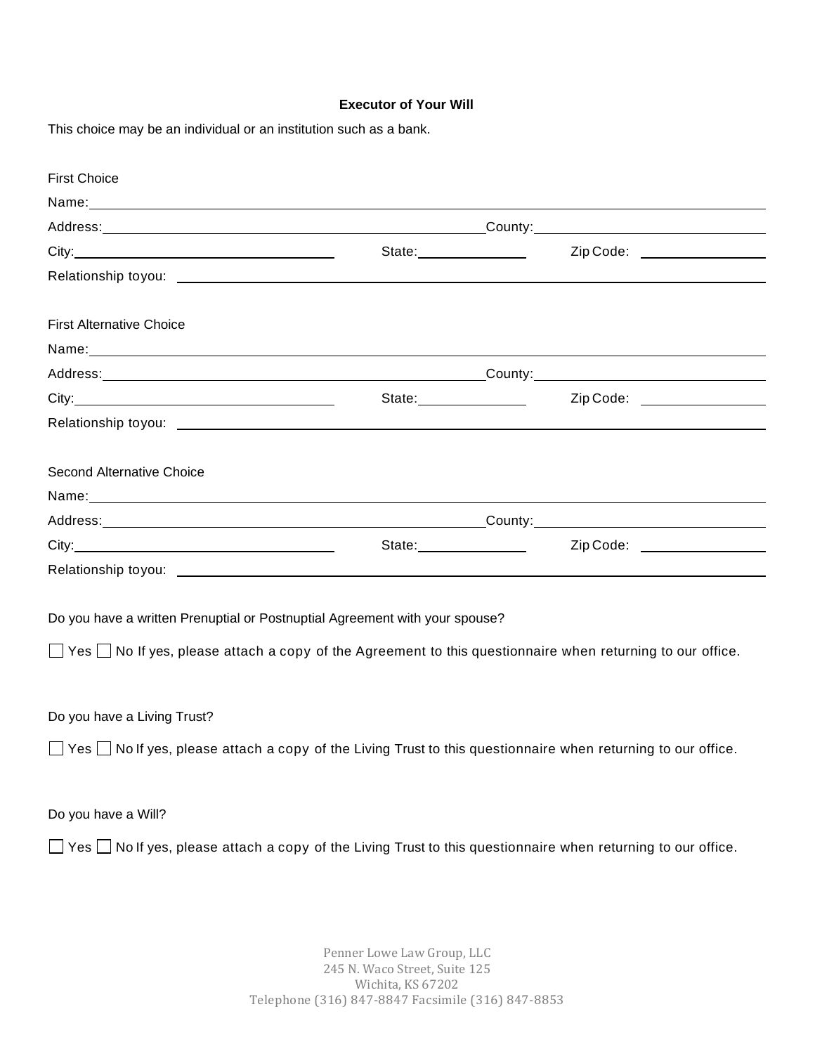## Executor of Your Will

This choice may be an individual or an institution such as a bank.

First Choice

Name:\_\_\_\_\_\_\_\_\_\_\_\_\_\_\_\_\_\_\_\_\_\_\_\_\_\_\_\_\_\_\_\_\_\_\_\_\_\_\_\_\_\_\_\_\_\_\_\_\_\_\_\_\_\_\_\_\_\_\_\_\_\_\_\_\_\_\_\_\_\_\_\_

Address:\_\_\_\_\_\_\_\_\_\_\_\_\_\_\_\_\_\_\_\_\_\_\_\_\_\_\_\_\_\_\_\_\_\_\_\_\_\_\_\_County:\_\_\_\_\_\_\_\_\_\_\_\_\_\_\_\_\_\_\_\_\_\_\_\_

City:\_\_\_\_\_\_\_\_\_\_\_\_\_\_\_\_\_\_\_\_\_\_\_\_\_\_\_\_\_\_ State:\_\_\_\_\_\_\_\_\_\_\_\_ Zip Code: \_\_\_\_\_\_\_\_\_\_\_\_\_\_

Relationship toyou: \_\_\_\_\_\_\_\_\_\_\_\_\_\_\_\_\_\_\_\_\_\_\_\_\_\_\_\_\_\_\_\_\_\_\_\_\_\_\_\_\_\_\_\_\_\_\_\_\_\_\_\_\_\_\_\_\_\_\_\_\_\_

First Alternative Choice

Name:\_\_\_\_\_\_\_\_\_\_\_\_\_\_\_\_\_\_\_\_\_\_\_\_\_\_\_\_\_\_\_\_\_\_\_\_\_\_\_\_\_\_\_\_\_\_\_\_\_\_\_\_\_\_\_\_\_\_\_\_\_\_\_\_\_\_\_\_\_\_\_\_

Address:\_\_\_\_\_\_\_\_\_\_\_\_\_\_\_\_\_\_\_\_\_\_\_\_\_\_\_\_\_\_\_\_\_\_\_\_\_\_\_\_County:\_\_\_\_\_\_\_\_\_\_\_\_\_\_\_\_\_\_\_\_\_\_\_\_

City:\_\_\_\_\_\_\_\_\_\_\_\_\_\_\_\_\_\_\_\_\_\_\_\_\_\_\_\_\_\_ State:\_\_\_\_\_\_\_\_\_\_\_\_ Zip Code: \_\_\_\_\_\_\_\_\_\_\_\_\_\_

Relationship toyou: \_\_\_\_\_\_\_\_\_\_\_\_\_\_\_\_\_\_\_\_\_\_\_\_\_\_\_\_\_\_\_\_\_\_\_\_\_\_\_\_\_\_\_\_\_\_\_\_\_\_\_\_\_\_\_\_\_\_\_\_\_\_

Second Alternative Choice

Name:\_\_\_\_\_\_\_\_\_\_\_\_\_\_\_\_\_\_\_\_\_\_\_\_\_\_\_\_\_\_\_\_\_\_\_\_\_\_\_\_\_\_\_\_\_\_\_\_\_\_\_\_\_\_\_\_\_\_\_\_\_\_\_\_\_\_\_\_\_\_\_\_

Address:\_\_\_\_\_\_\_\_\_\_\_\_\_\_\_\_\_\_\_\_\_\_\_\_\_\_\_\_\_\_\_\_\_\_\_\_\_\_\_\_County:\_\_\_\_\_\_\_\_\_\_\_\_\_\_\_\_\_\_\_\_\_\_\_\_

City:\_\_\_\_\_\_\_\_\_\_\_\_\_\_\_\_\_\_\_\_\_\_\_\_\_\_\_\_\_\_ State:\_\_\_\_\_\_\_\_\_\_\_\_ Zip Code: \_\_\_\_\_\_\_\_\_\_\_\_\_\_

Relationship toyou: \_\_\_\_\_\_\_\_\_\_\_\_\_\_\_\_\_\_\_\_\_\_\_\_\_\_\_\_\_\_\_\_\_\_\_\_\_\_\_\_\_\_\_\_\_\_\_\_\_\_\_\_\_\_\_\_\_\_\_\_\_\_

Do you have a written Prenuptial or Postnuptial Agreement with your spouse?

☐ Yes ☐ No If yes, please attach a copy of the Agreement to this questionnaire when returning to our office.

Do you have a Living Trust?

☐ Yes ☐ No If yes, please attach a copy of the Living Trust to this questionnaire when returning to our office.

Do you have a Will?

☐ Yes ☐ No If yes, please attach a copy of the Living Trust to this questionnaire when returning to our office.

Penner Lowe Law Group, LLC
245 N. Waco Street, Suite 125
Wichita, KS 67202
Telephone (316) 847-8847 Facsimile (316) 847-8853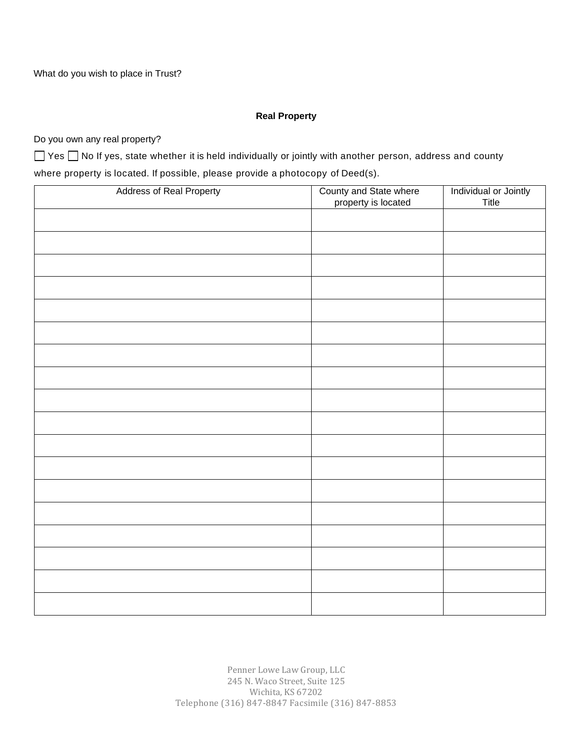What do you wish to place in Trust?

**Real Property**

Do you own any real property?

☐ Yes ☐ No If yes, state whether it is held individually or jointly with another person, address and county where property is located. If possible, please provide a photocopy of Deed(s).

| Address of Real Property | County and State where property is located | Individual or Jointly Title |
|---|---|---|
| | | |
| | | |
| | | |
| | | |
| | | |
| | | |
| | | |
| | | |
| | | |
| | | |
| | | |
| | | |
| | | |
| | | |
| | | |
| | | |
| | | |
| | | |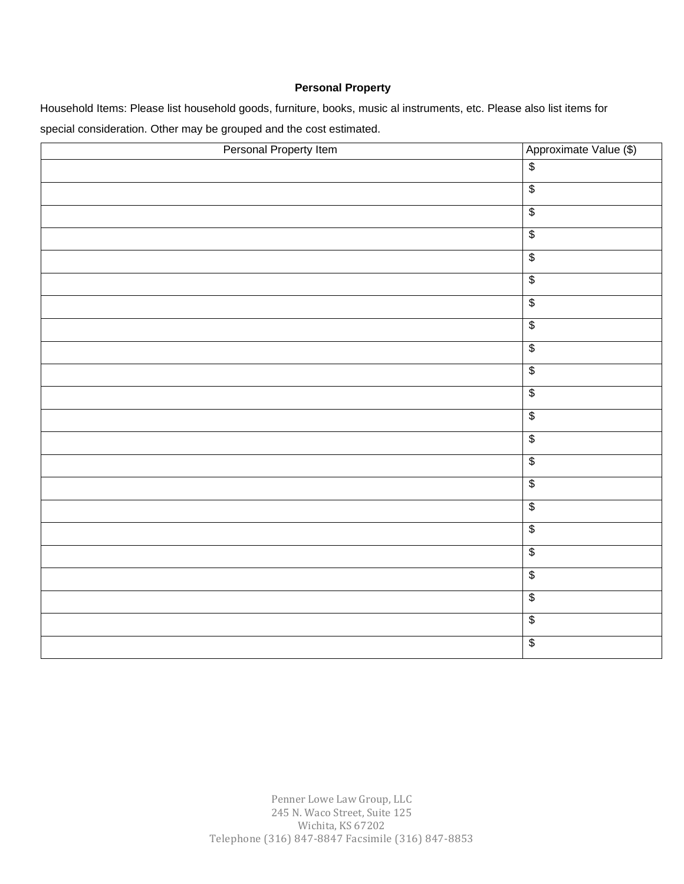**Personal Property**

Household Items: Please list household goods, furniture, books, music al instruments, etc. Please also list items for special consideration. Other may be grouped and the cost estimated.

| Personal Property Item | Approximate Value ($) |
|---|---|
| | $ |
| | $ |
| | $ |
| | $ |
| | $ |
| | $ |
| | $ |
| | $ |
| | $ |
| | $ |
| | $ |
| | $ |
| | $ |
| | $ |
| | $ |
| | $ |
| | $ |
| | $ |
| | $ |
| | $ |
| | $ |
| | $ |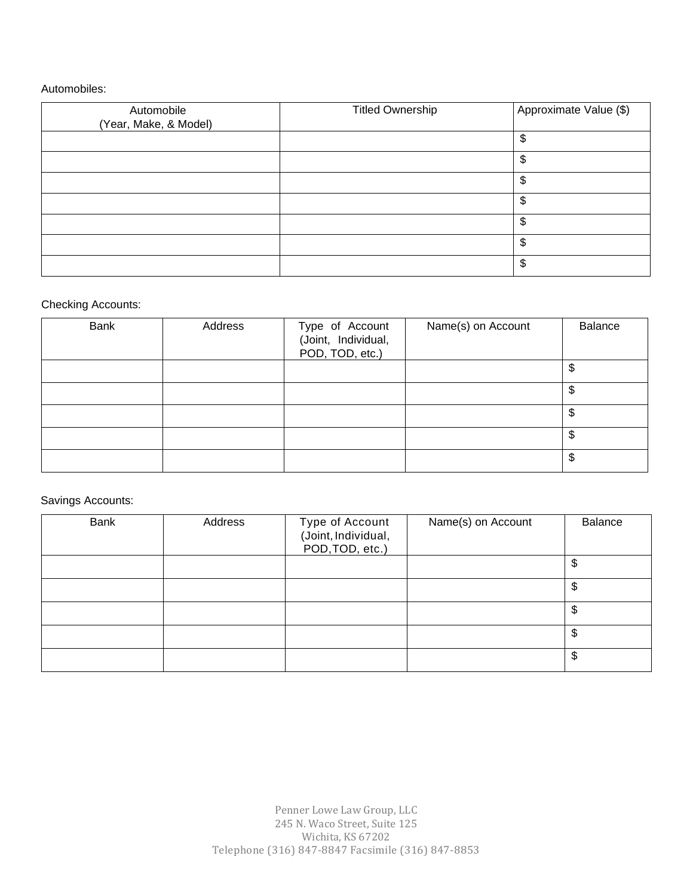Automobiles:

| Automobile (Year, Make, & Model) | Titled Ownership | Approximate Value ($) |
|---|---|---|
| | | $ |
| | | $ |
| | | $ |
| | | $ |
| | | $ |
| | | $ |
| | | $ |

Checking Accounts:

| Bank | Address | Type of Account (Joint, Individual, POD, TOD, etc.) | Name(s) on Account | Balance |
|---|---|---|---|---|
| | | | | $ |
| | | | | $ |
| | | | | $ |
| | | | | $ |
| | | | | $ |

Savings Accounts:

| Bank | Address | Type of Account (Joint, Individual, POD, TOD, etc.) | Name(s) on Account | Balance |
|---|---|---|---|---|
| | | | | $ |
| | | | | $ |
| | | | | $ |
| | | | | $ |
| | | | | $ |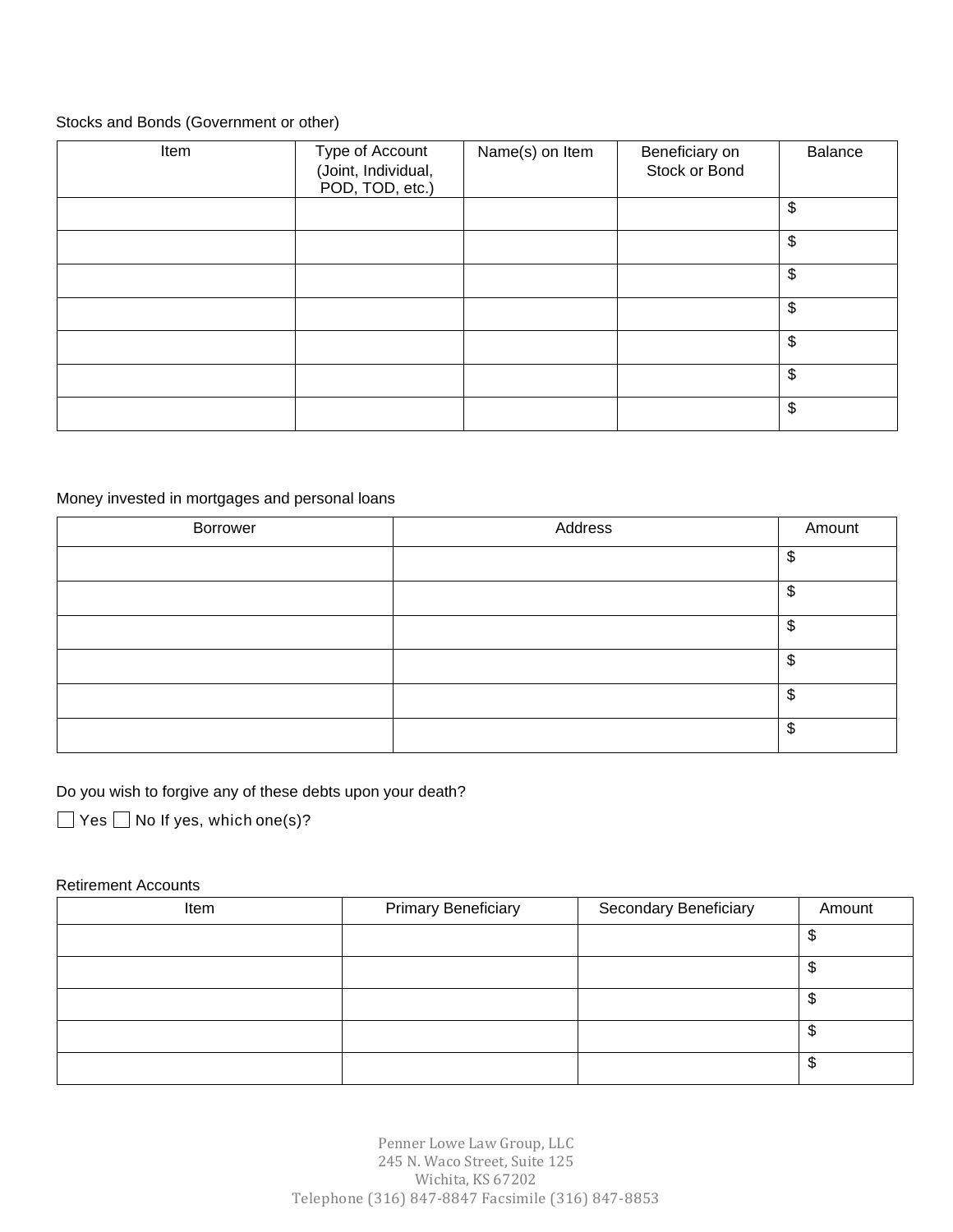Stocks and Bonds (Government or other)

| Item | Type of Account (Joint, Individual, POD, TOD, etc.) | Name(s) on Item | Beneficiary on Stock or Bond | Balance |
|---|---|---|---|---|
| | | | | $ |
| | | | | $ |
| | | | | $ |
| | | | | $ |
| | | | | $ |
| | | | | $ |
| | | | | $ |

Money invested in mortgages and personal loans

| Borrower | Address | Amount |
|---|---|---|
| | | $ |
| | | $ |
| | | $ |
| | | $ |
| | | $ |
| | | $ |

Do you wish to forgive any of these debts upon your death?

☐ Yes ☐ No If yes, which one(s)?

Retirement Accounts

| Item | Primary Beneficiary | Secondary Beneficiary | Amount |
|---|---|---|---|
| | | | $ |
| | | | $ |
| | | | $ |
| | | | $ |
| | | | $ |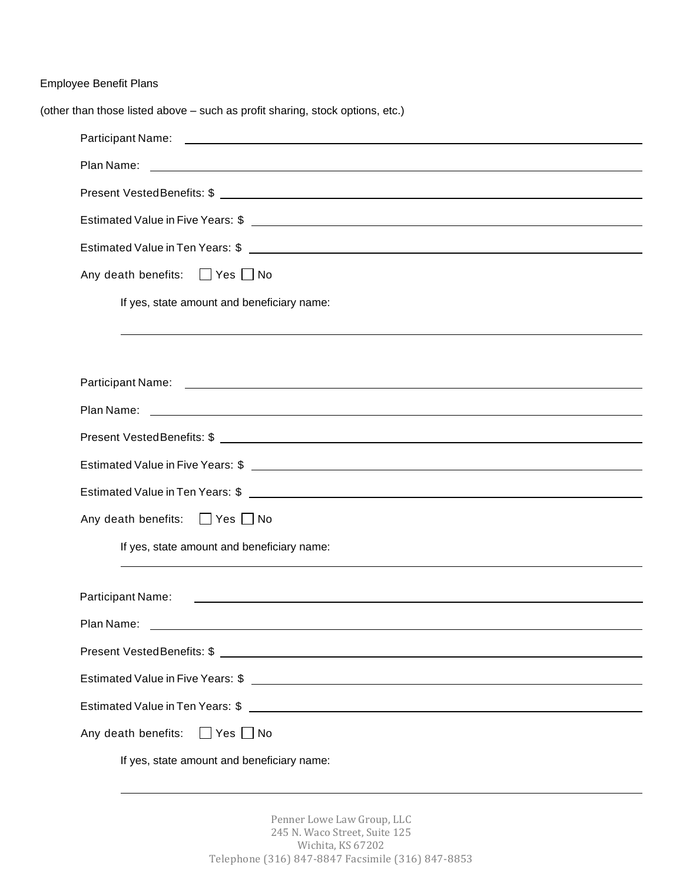Employee Benefit Plans

(other than those listed above – such as profit sharing, stock options, etc.)

Participant Name: ____________________

Plan Name: ____________________

Present Vested Benefits: $ ____________________

Estimated Value in Five Years: $ ____________________

Estimated Value in Ten Years: $ ____________________

Any death benefits: ☐ Yes ☐ No

If yes, state amount and beneficiary name:

____________________

Participant Name: ____________________

Plan Name: ____________________

Present Vested Benefits: $ ____________________

Estimated Value in Five Years: $ ____________________

Estimated Value in Ten Years: $ ____________________

Any death benefits: ☐ Yes ☐ No

If yes, state amount and beneficiary name:

____________________

Participant Name: ____________________

Plan Name: ____________________

Present Vested Benefits: $ ____________________

Estimated Value in Five Years: $ ____________________

Estimated Value in Ten Years: $ ____________________

Any death benefits: ☐ Yes ☐ No

If yes, state amount and beneficiary name:

____________________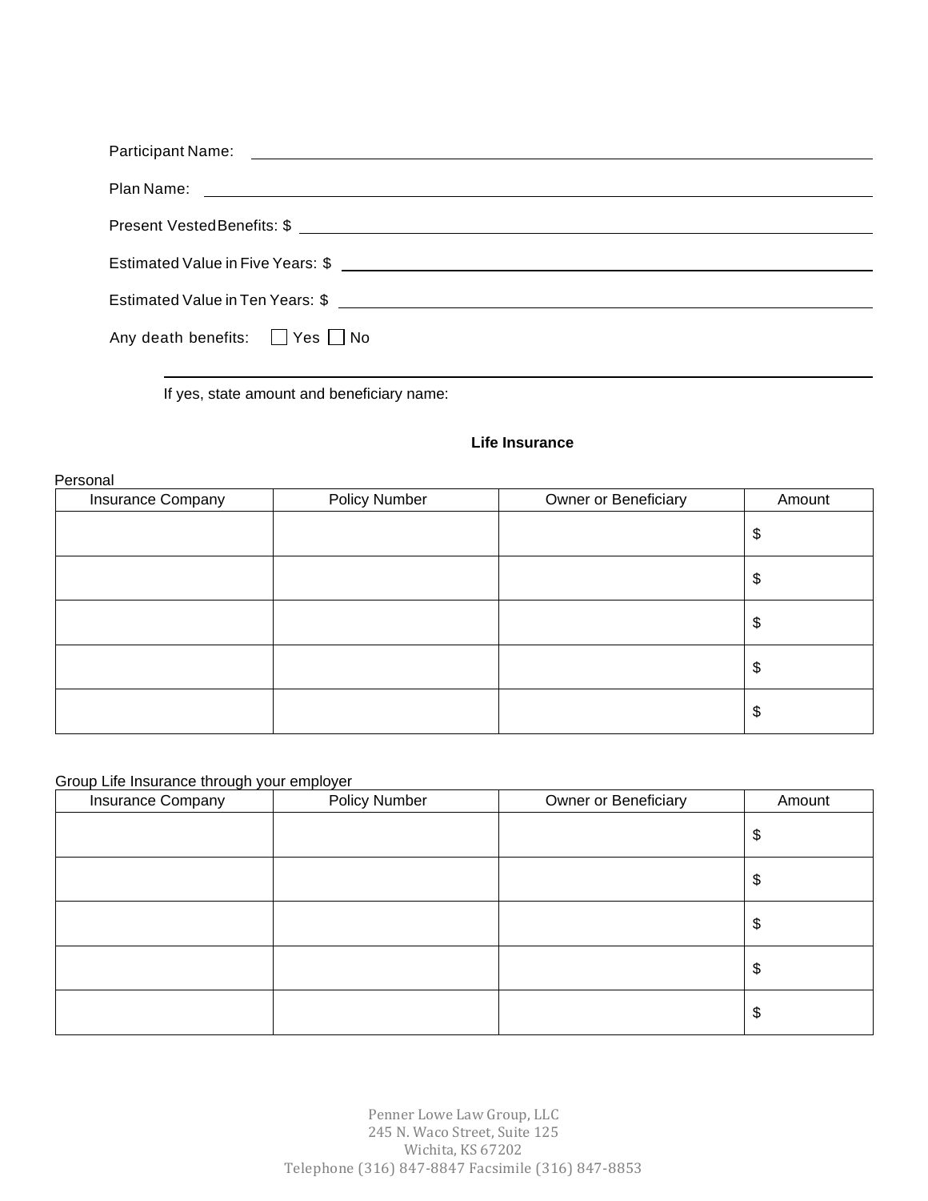Participant Name: ___________________________________________

Plan Name: ___________________________________________

Present Vested Benefits: $ ___________________________________________

Estimated Value in Five Years: $ ___________________________________________

Estimated Value in Ten Years: $ ___________________________________________

Any death benefits: ☐ Yes ☐ No

___________________________________________

If yes, state amount and beneficiary name:

**Life Insurance**

Personal

| Insurance Company | Policy Number | Owner or Beneficiary | Amount |
|---|---|---|---|
| | | | $ |
| | | | $ |
| | | | $ |
| | | | $ |
| | | | $ |

Group Life Insurance through your employer

| Insurance Company | Policy Number | Owner or Beneficiary | Amount |
|---|---|---|---|
| | | | $ |
| | | | $ |
| | | | $ |
| | | | $ |
| | | | $ |

Penner Lowe Law Group, LLC
245 N. Waco Street, Suite 125
Wichita, KS 67202
Telephone (316) 847-8847 Facsimile (316) 847-8853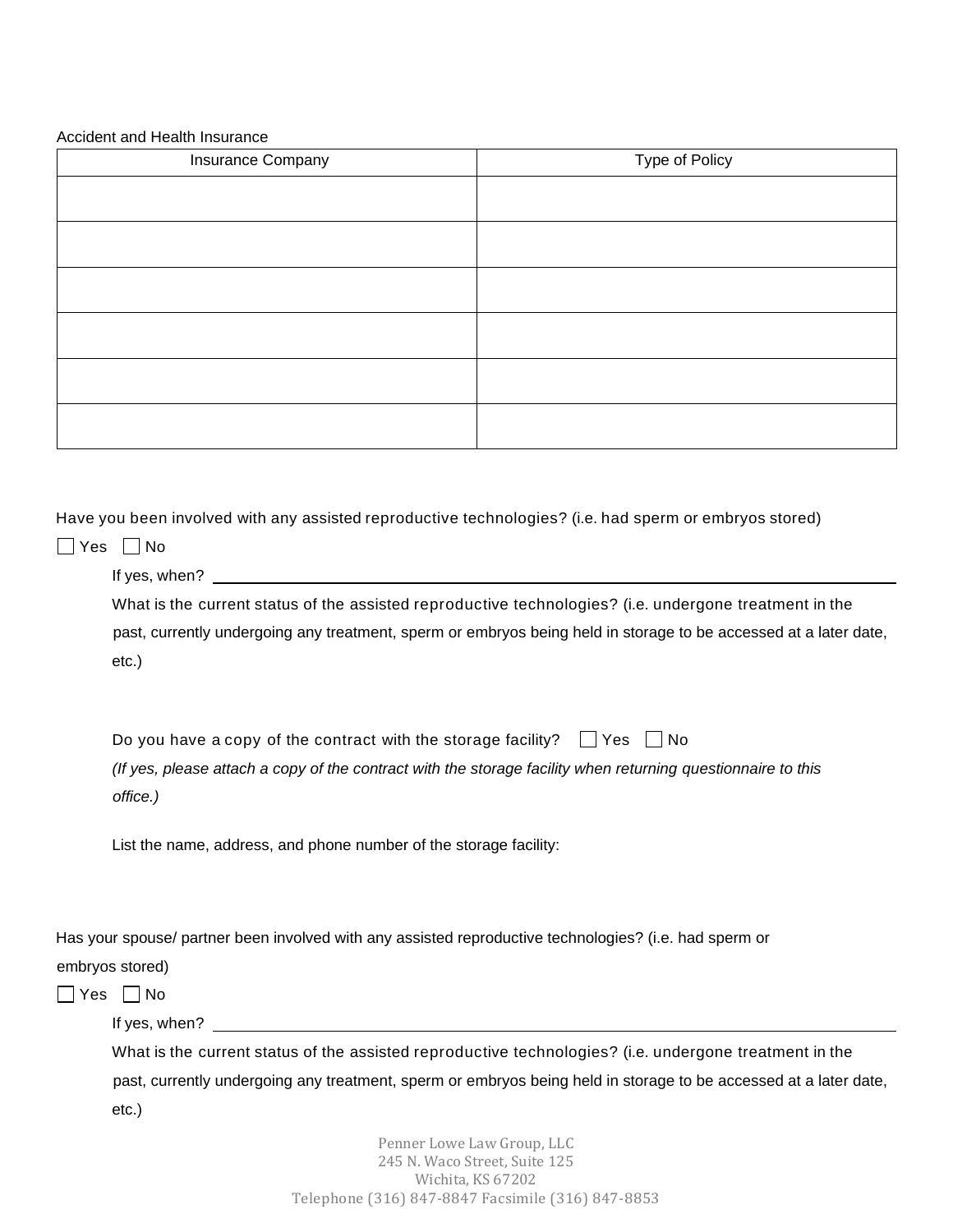Accident and Health Insurance

| Insurance Company | Type of Policy |
| --- | --- |
| | |
| | |
| | |
| | |
| | |
| | |

Have you been involved with any assisted reproductive technologies? (i.e. had sperm or embryos stored)

☐ Yes ☐ No

If yes, when? ______________________________

What is the current status of the assisted reproductive technologies? (i.e. undergone treatment in the past, currently undergoing any treatment, sperm or embryos being held in storage to be accessed at a later date, etc.)

Do you have a copy of the contract with the storage facility? ☐ Yes ☐ No

*(If yes, please attach a copy of the contract with the storage facility when returning questionnaire to this office.)*

List the name, address, and phone number of the storage facility:

Has your spouse/ partner been involved with any assisted reproductive technologies? (i.e. had sperm or embryos stored)

☐ Yes ☐ No

If yes, when? ______________________________

What is the current status of the assisted reproductive technologies? (i.e. undergone treatment in the past, currently undergoing any treatment, sperm or embryos being held in storage to be accessed at a later date, etc.)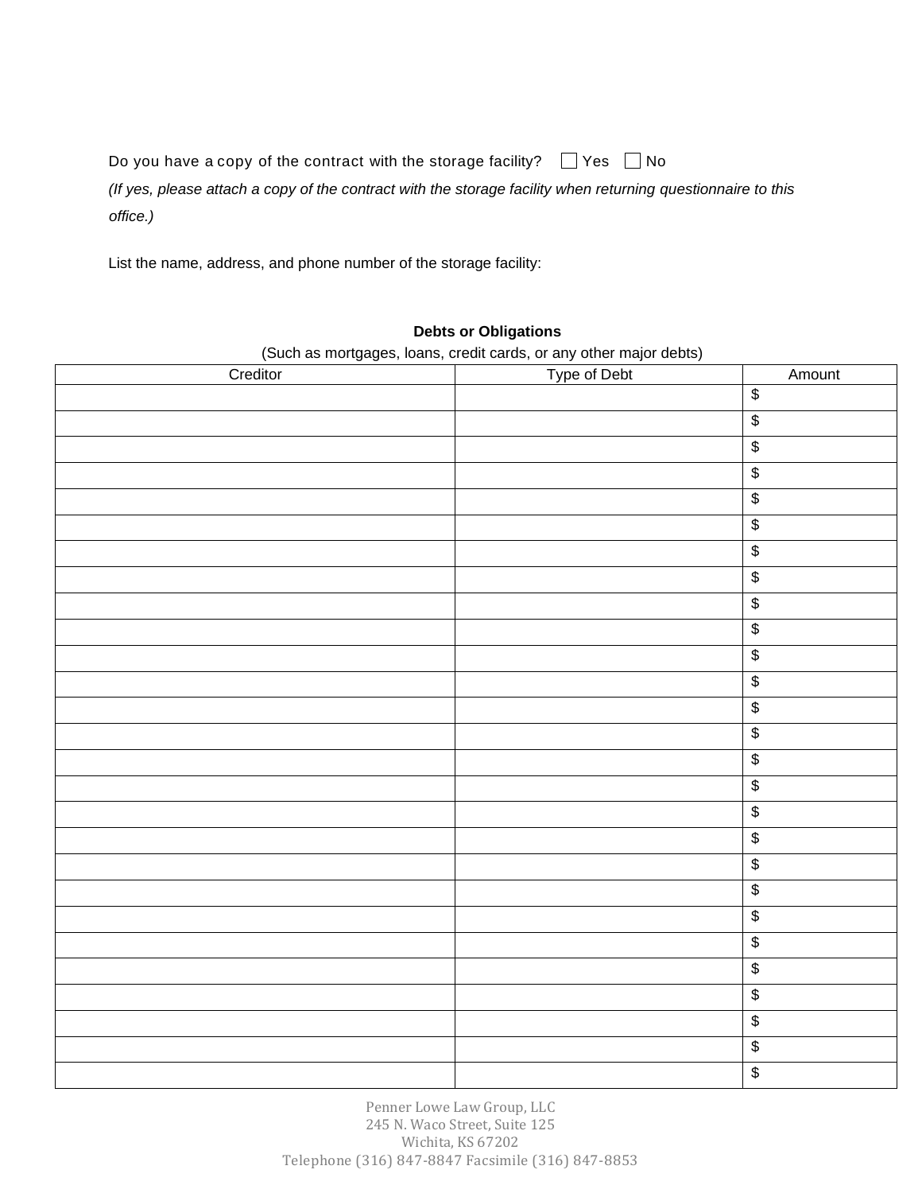Do you have a copy of the contract with the storage facility? ☐ Yes ☐ No

*(If yes, please attach a copy of the contract with the storage facility when returning questionnaire to this office.)*

List the name, address, and phone number of the storage facility:

**Debts or Obligations**

(Such as mortgages, loans, credit cards, or any other major debts)

| Creditor | Type of Debt | Amount |
|---|---|---|
| | | $ |
| | | $ |
| | | $ |
| | | $ |
| | | $ |
| | | $ |
| | | $ |
| | | $ |
| | | $ |
| | | $ |
| | | $ |
| | | $ |
| | | $ |
| | | $ |
| | | $ |
| | | $ |
| | | $ |
| | | $ |
| | | $ |
| | | $ |
| | | $ |
| | | $ |
| | | $ |
| | | $ |
| | | $ |
| | | $ |
| | | $ |

Penner Lowe Law Group, LLC
245 N. Waco Street, Suite 125
Wichita, KS 67202
Telephone (316) 847-8847 Facsimile (316) 847-8853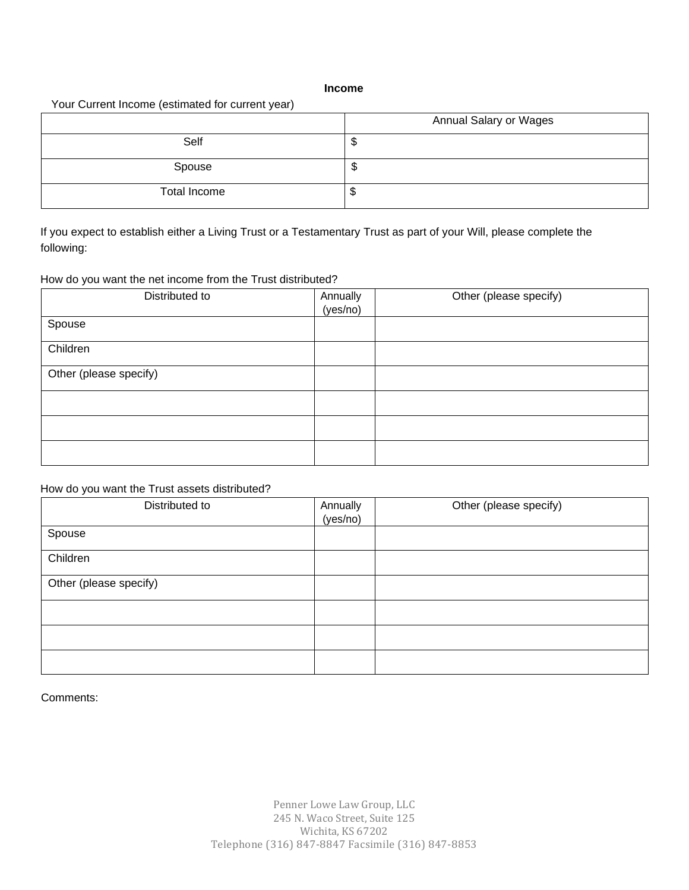## Income

Your Current Income (estimated for current year)

| | Annual Salary or Wages |
|---|---|
| Self | $ |
| Spouse | $ |
| Total Income | $ |

If you expect to establish either a Living Trust or a Testamentary Trust as part of your Will, please complete the following:

How do you want the net income from the Trust distributed?

| Distributed to | Annually (yes/no) | Other (please specify) |
|---|---|---|
| Spouse | | |
| Children | | |
| Other (please specify) | | |
| | | |
| | | |
| | | |

How do you want the Trust assets distributed?

| Distributed to | Annually (yes/no) | Other (please specify) |
|---|---|---|
| Spouse | | |
| Children | | |
| Other (please specify) | | |
| | | |
| | | |
| | | |

Comments: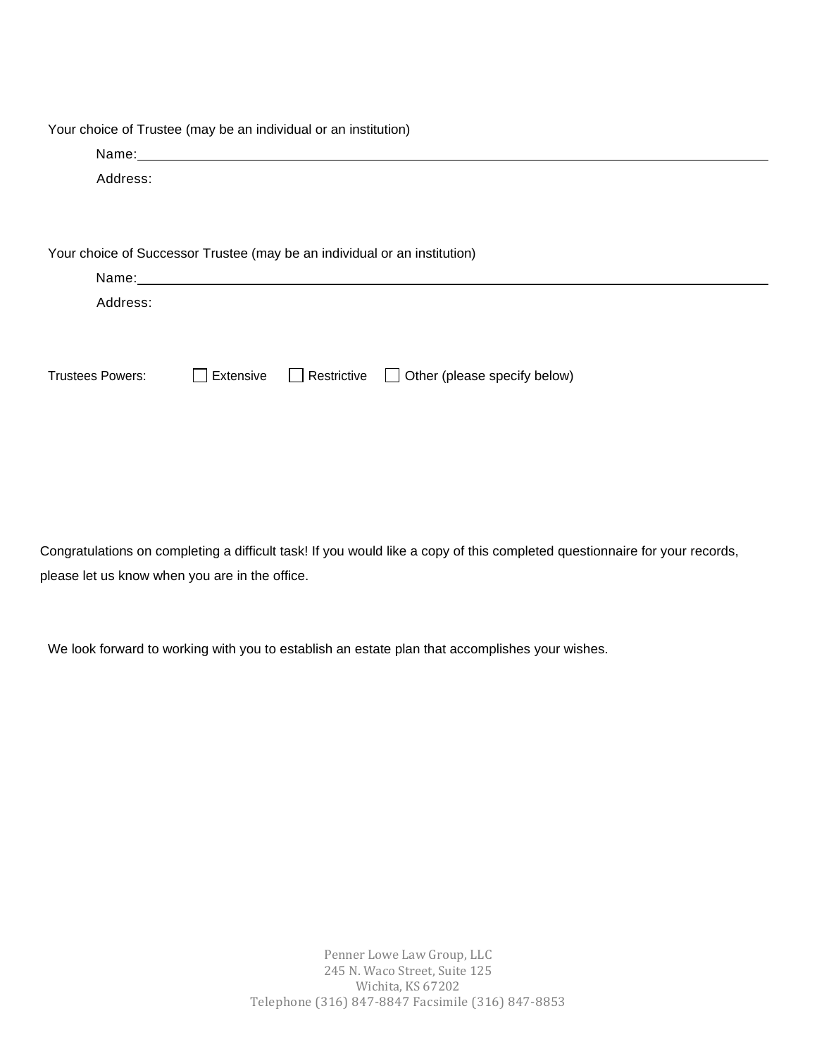Your choice of Trustee (may be an individual or an institution)

Name: \_\_\_\_\_\_\_\_\_\_\_\_\_\_\_\_\_\_\_\_\_\_\_\_\_\_\_\_\_\_\_\_\_\_\_\_\_\_\_\_

Address:

Your choice of Successor Trustee (may be an individual or an institution)

Name: \_\_\_\_\_\_\_\_\_\_\_\_\_\_\_\_\_\_\_\_\_\_\_\_\_\_\_\_\_\_\_\_\_\_\_\_\_\_\_\_

Address:

Trustees Powers: ☐ Extensive ☐ Restrictive ☐ Other (please specify below)

Congratulations on completing a difficult task! If you would like a copy of this completed questionnaire for your records, please let us know when you are in the office.

We look forward to working with you to establish an estate plan that accomplishes your wishes.